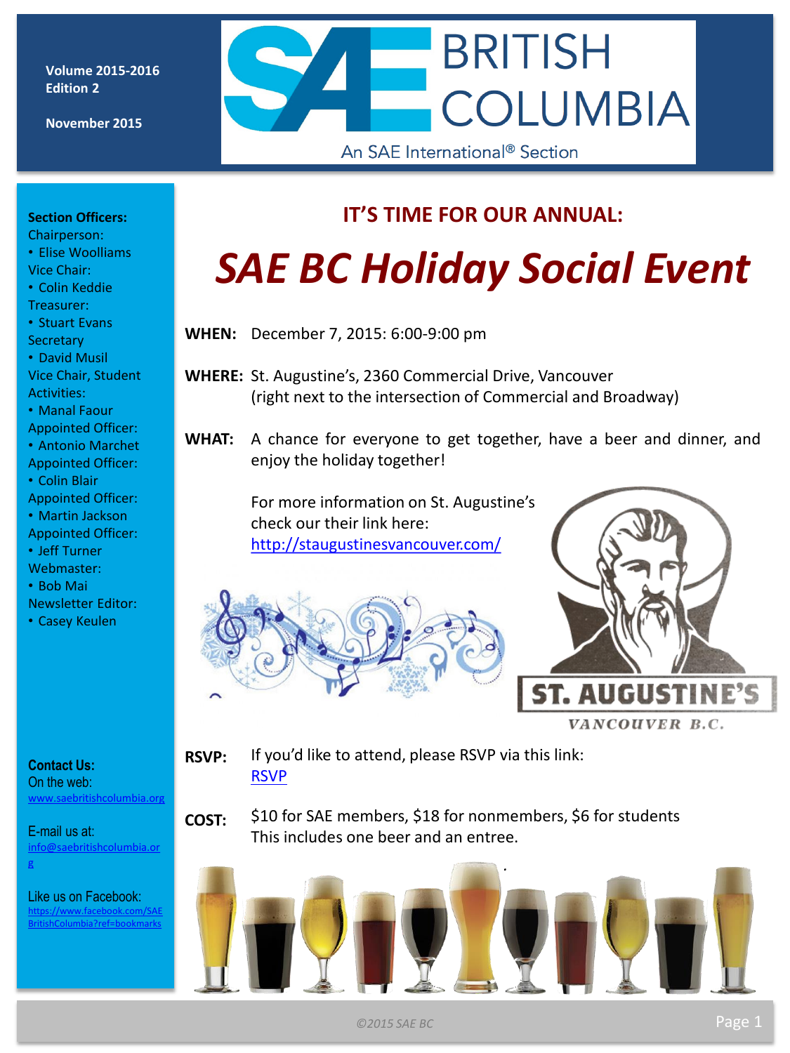Volume 2015-2016
Edition 2

November 2015

# SAE BRITISH COLUMBIA
An SAE International® Section

**Section Officers:**
Chairperson:
- Elise Woolliams

Vice Chair:
- Colin Keddie

Treasurer:
- Stuart Evans

Secretary
- David Musil

Vice Chair, Student Activities:
- Manal Faour

Appointed Officer:
- Antonio Marchet

Appointed Officer:
- Colin Blair

Appointed Officer:
- Martin Jackson

Appointed Officer:
- Jeff Turner

Webmaster:
- Bob Mai

Newsletter Editor:
- Casey Keulen

**Contact Us:**
On the web:
www.saebritishcolumbia.org

E-mail us at:
info@saebritishcolumbia.org

Like us on Facebook:
https://www.facebook.com/SAEBritishColumbia?ref=bookmarks

## IT'S TIME FOR OUR ANNUAL:

# *SAE BC Holiday Social Event*

**WHEN:** December 7, 2015: 6:00-9:00 pm

**WHERE:** St. Augustine's, 2360 Commercial Drive, Vancouver (right next to the intersection of Commercial and Broadway)

**WHAT:** A chance for everyone to get together, have a beer and dinner, and enjoy the holiday together!

For more information on St. Augustine's check our their link here: http://staugustinesvancouver.com/

ST. AUGUSTINE'S
VANCOUVER B.C.

**RSVP:** If you'd like to attend, please RSVP via this link: RSVP

**COST:** $10 for SAE members, $18 for nonmembers, $6 for students
This includes one beer and an entree.

©2015 SAE BC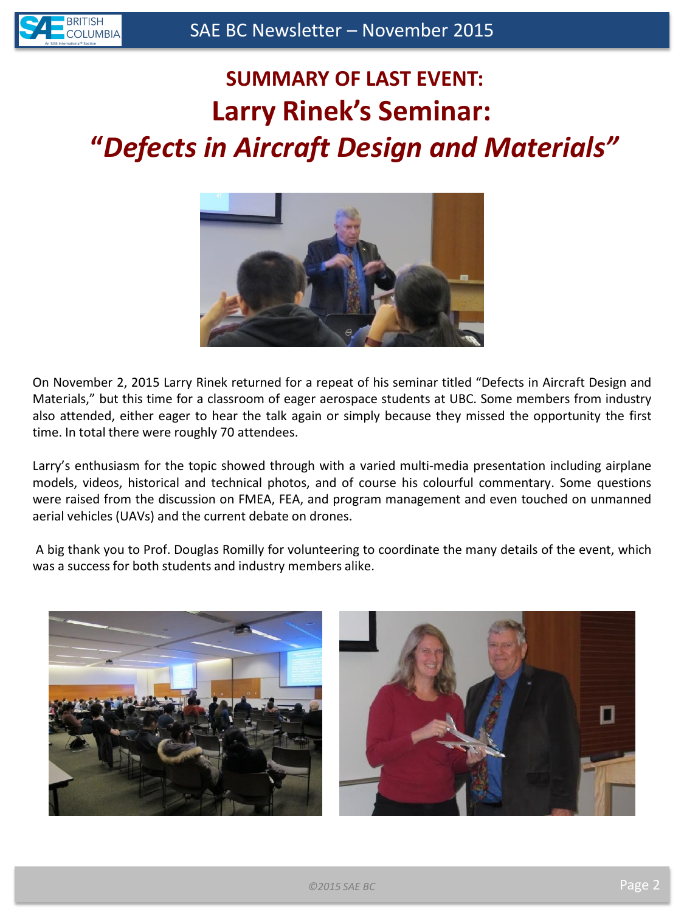# SUMMARY OF LAST EVENT:

# Larry Rinek's Seminar:

# *"Defects in Aircraft Design and Materials"*

On November 2, 2015 Larry Rinek returned for a repeat of his seminar titled "Defects in Aircraft Design and Materials," but this time for a classroom of eager aerospace students at UBC. Some members from industry also attended, either eager to hear the talk again or simply because they missed the opportunity the first time. In total there were roughly 70 attendees.

Larry's enthusiasm for the topic showed through with a varied multi-media presentation including airplane models, videos, historical and technical photos, and of course his colourful commentary. Some questions were raised from the discussion on FMEA, FEA, and program management and even touched on unmanned aerial vehicles (UAVs) and the current debate on drones.

A big thank you to Prof. Douglas Romilly for volunteering to coordinate the many details of the event, which was a success for both students and industry members alike.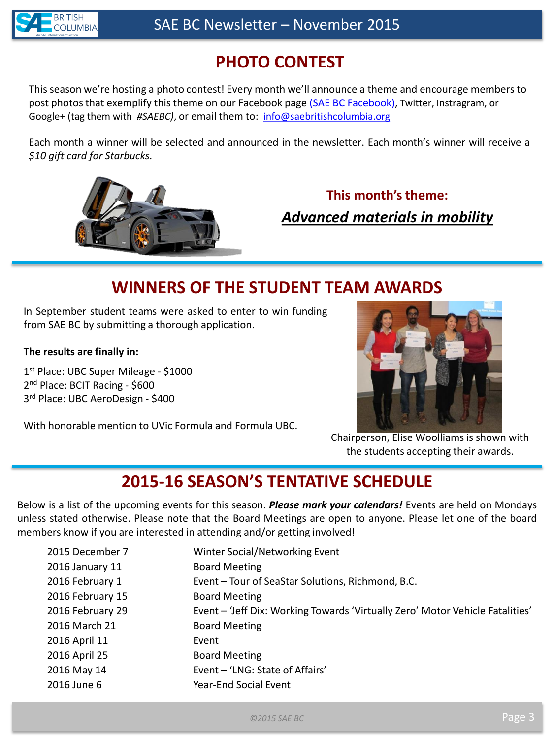## PHOTO CONTEST

This season we're hosting a photo contest! Every month we'll announce a theme and encourage members to post photos that exemplify this theme on our Facebook page (SAE BC Facebook), Twitter, Instragram, or Google+ (tag them with *#SAEBC)*, or email them to: info@saebritishcolumbia.org

Each month a winner will be selected and announced in the newsletter. Each month's winner will receive a *$10 gift card for Starbucks.*

**This month's theme:**

***Advanced materials in mobility***

## WINNERS OF THE STUDENT TEAM AWARDS

In September student teams were asked to enter to win funding from SAE BC by submitting a thorough application.

**The results are finally in:**

1st Place: UBC Super Mileage - $1000
2nd Place: BCIT Racing - $600
3rd Place: UBC AeroDesign - $400

With honorable mention to UVic Formula and Formula UBC.

Chairperson, Elise Woolliams is shown with the students accepting their awards.

## 2015-16 SEASON'S TENTATIVE SCHEDULE

Below is a list of the upcoming events for this season. ***Please mark your calendars!*** Events are held on Mondays unless stated otherwise. Please note that the Board Meetings are open to anyone. Please let one of the board members know if you are interested in attending and/or getting involved!

| | |
|---|---|
| 2015 December 7 | Winter Social/Networking Event |
| 2016 January 11 | Board Meeting |
| 2016 February 1 | Event – Tour of SeaStar Solutions, Richmond, B.C. |
| 2016 February 15 | Board Meeting |
| 2016 February 29 | Event – 'Jeff Dix: Working Towards 'Virtually Zero' Motor Vehicle Fatalities' |
| 2016 March 21 | Board Meeting |
| 2016 April 11 | Event |
| 2016 April 25 | Board Meeting |
| 2016 May 14 | Event – 'LNG: State of Affairs' |
| 2016 June 6 | Year-End Social Event |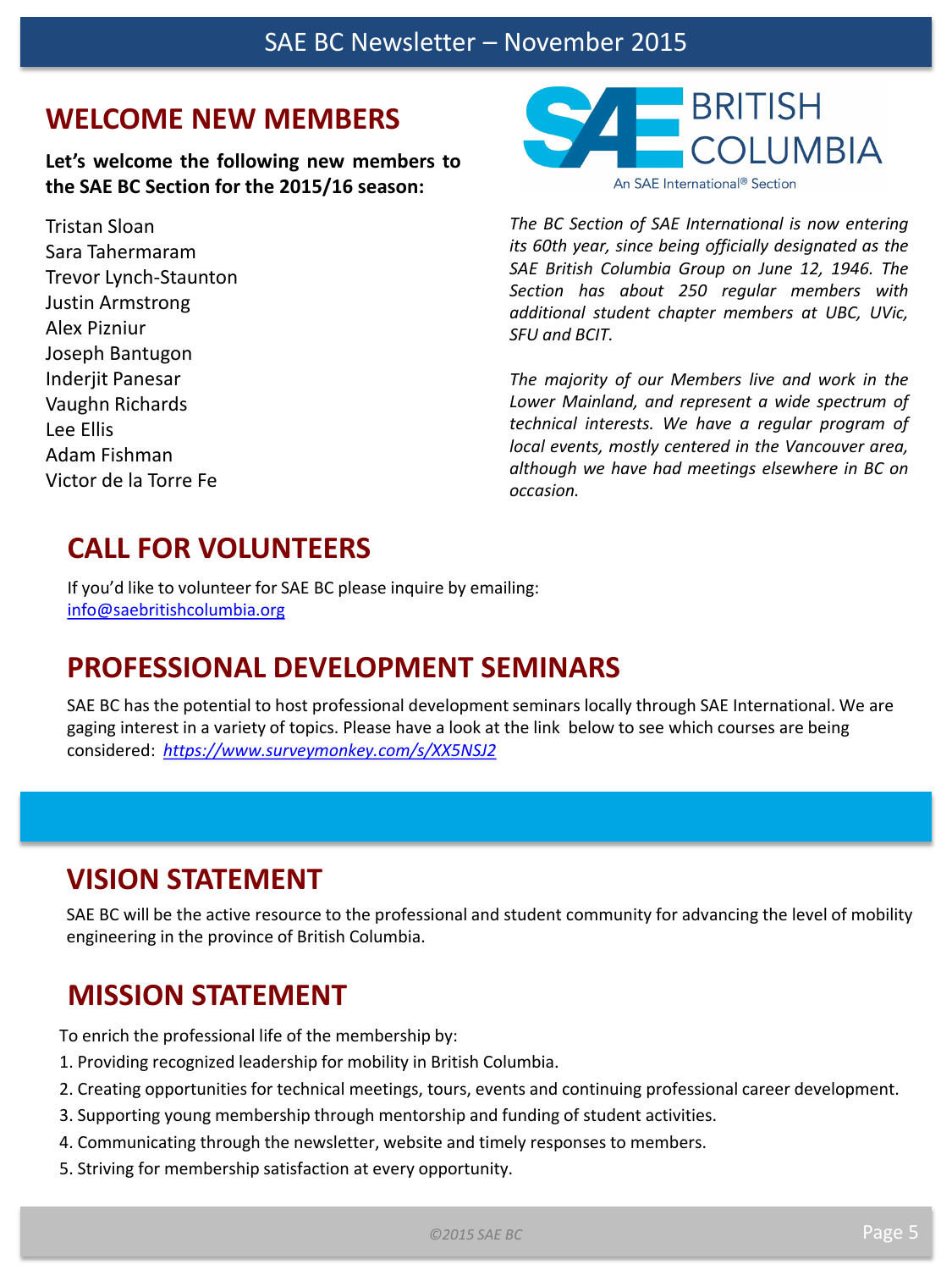## WELCOME NEW MEMBERS

**Let's welcome the following new members to the SAE BC Section for the 2015/16 season:**

Tristan Sloan
Sara Tahermaram
Trevor Lynch-Staunton
Justin Armstrong
Alex Pizniur
Joseph Bantugon
Inderjit Panesar
Vaughn Richards
Lee Ellis
Adam Fishman
Victor de la Torre Fe

SAE BRITISH COLUMBIA
An SAE International® Section

*The BC Section of SAE International is now entering its 60th year, since being officially designated as the SAE British Columbia Group on June 12, 1946. The Section has about 250 regular members with additional student chapter members at UBC, UVic, SFU and BCIT.*

*The majority of our Members live and work in the Lower Mainland, and represent a wide spectrum of technical interests. We have a regular program of local events, mostly centered in the Vancouver area, although we have had meetings elsewhere in BC on occasion.*

## CALL FOR VOLUNTEERS

If you'd like to volunteer for SAE BC please inquire by emailing:
info@saebritishcolumbia.org

## PROFESSIONAL DEVELOPMENT SEMINARS

SAE BC has the potential to host professional development seminars locally through SAE International. We are gaging interest in a variety of topics. Please have a look at the link below to see which courses are being considered: *https://www.surveymonkey.com/s/XX5NSJ2*

## VISION STATEMENT

SAE BC will be the active resource to the professional and student community for advancing the level of mobility engineering in the province of British Columbia.

## MISSION STATEMENT

To enrich the professional life of the membership by:

1. Providing recognized leadership for mobility in British Columbia.
2. Creating opportunities for technical meetings, tours, events and continuing professional career development.
3. Supporting young membership through mentorship and funding of student activities.
4. Communicating through the newsletter, website and timely responses to members.
5. Striving for membership satisfaction at every opportunity.

*©2015 SAE BC*